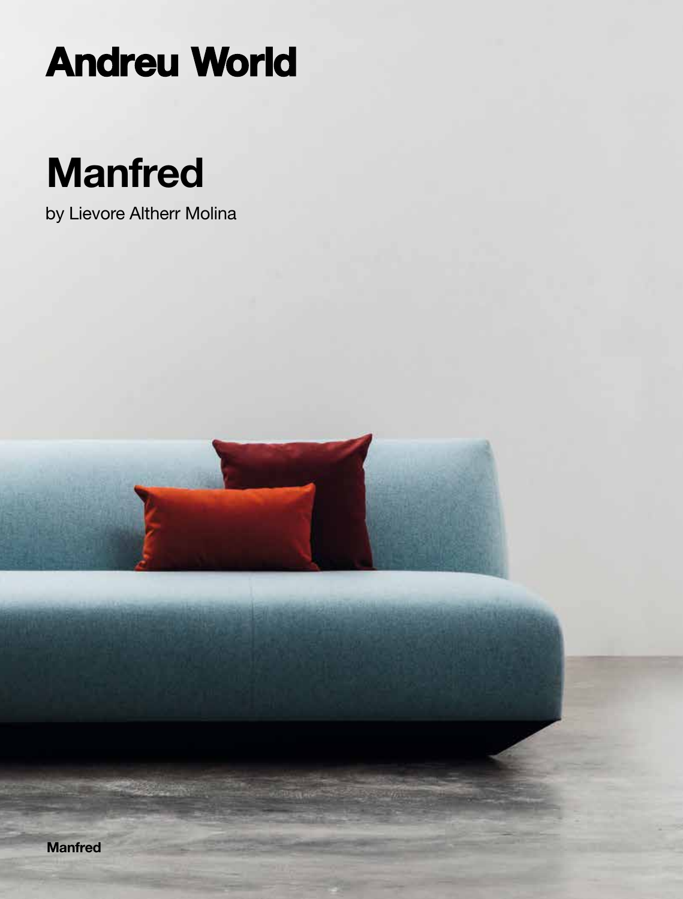# Andreu World

## Manfred

by Lievore Altherr Molina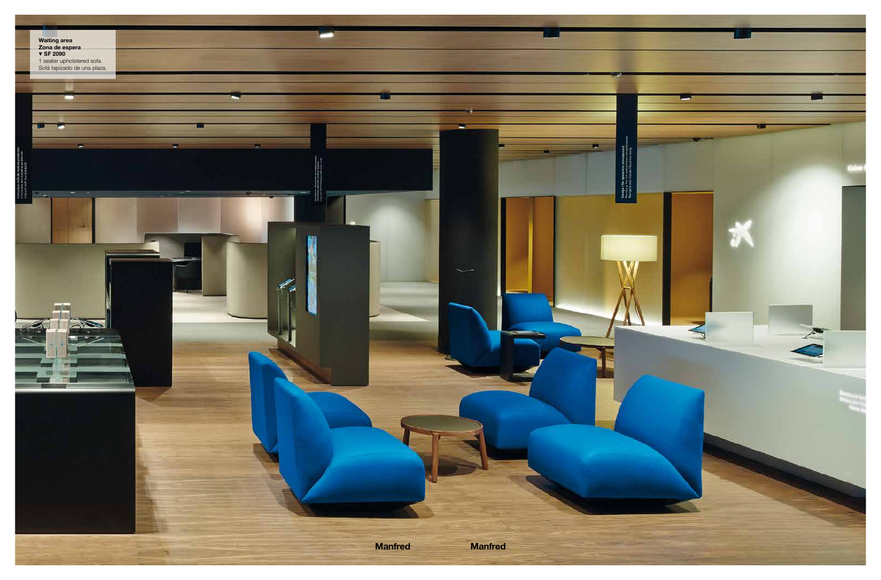**Waiting area**
**Zona de espera**
**▾ SF 2090**
1 seater upholstered sofa.
Sofá tapizado de una plaza.

**Manfred** **Manfred**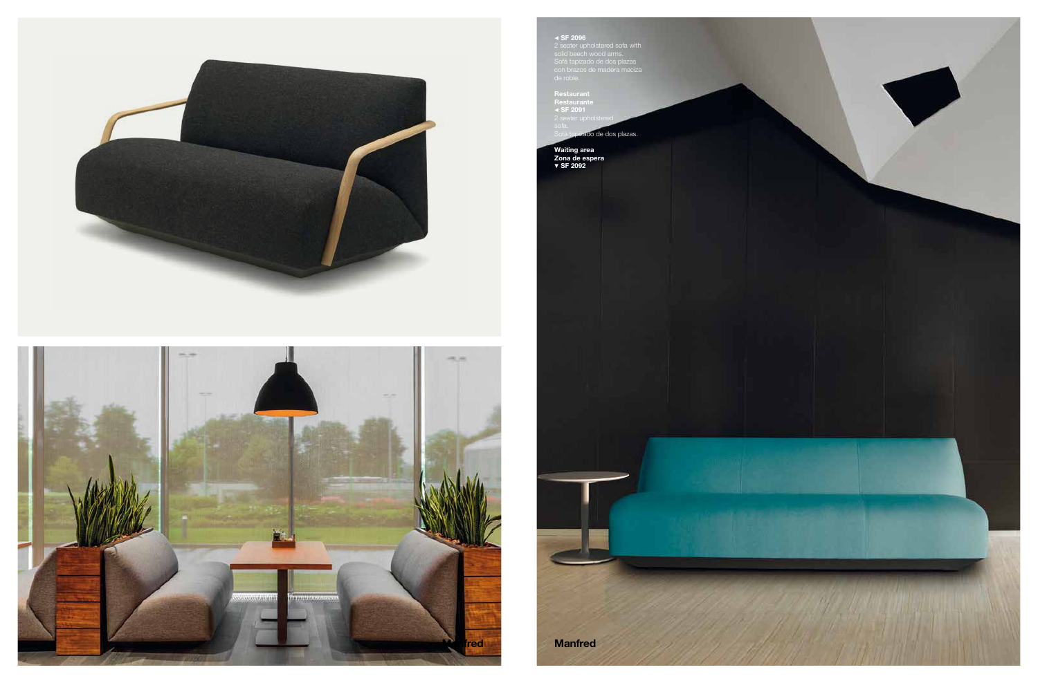◄ SF 2096
2 seater upholstered sofa with solid beech wood arms.
Sofá tapizado de dos plazas con brazos de madera maciza de roble.

**Restaurant**
**Restaurante**
**◄ SF 2091**
2 seater upholstered sofa.
Sofá tapizado de dos plazas.

**Waiting area**
**Zona de espera**
**▼ SF 2092**

**Manfred**

**Manfred**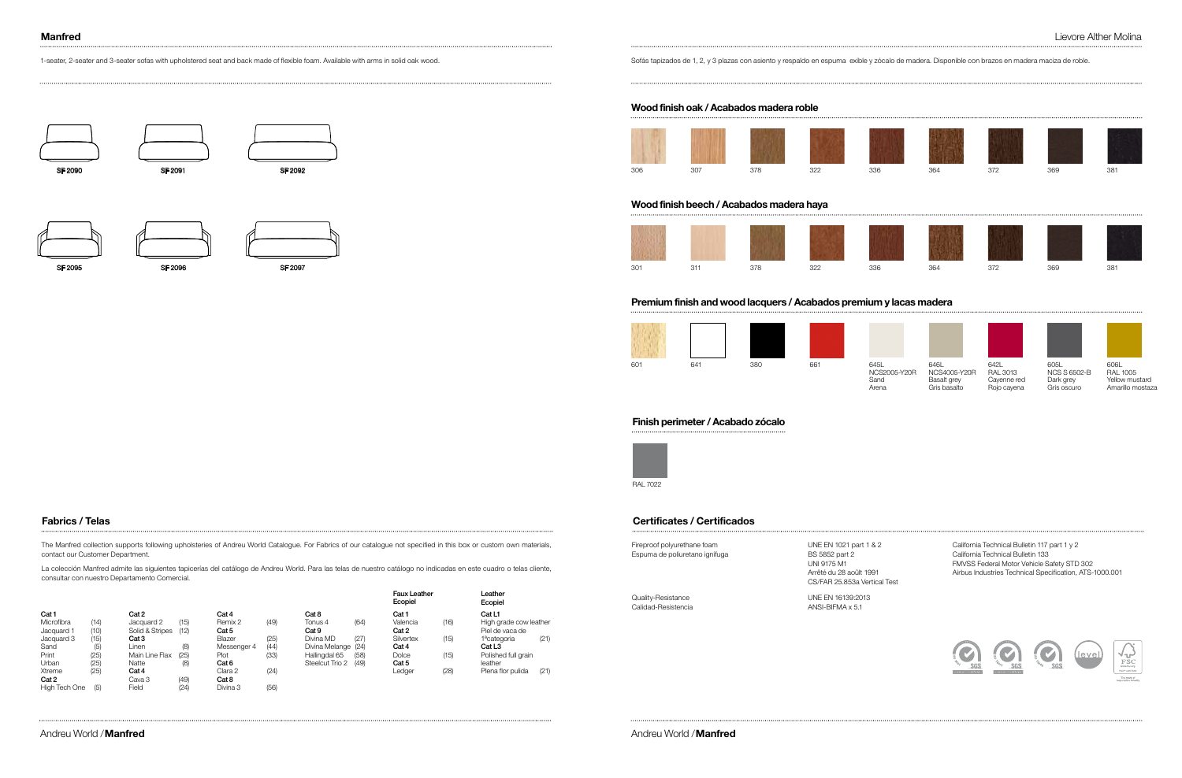## Manfred

1-seater, 2-seater and 3-seater sofas with upholstered seat and back made of flexible foam. Available with arms in solid oak wood.

SF 2090 SF 2091 SF 2092

SF 2095 SF 2096 SF 2097

## Fabrics / Telas

The Manfred collection supports following upholsteries of Andreu World Catalogue. For Fabrics of our catalogue not specified in this box or custom own materials, contact our Customer Department.

La colección Manfred admite las siguientes tapicerías del catálogo de Andreu World. Para las telas de nuestro catálogo no indicadas en este cuadro o telas cliente, consultar con nuestro Departamento Comercial.

| | | | | | | | | Faux Leather Ecopiel | | Leather Ecopiel | |
|---|---|---|---|---|---|---|---|---|---|---|---|
| **Cat 1** | | **Cat 2** | | **Cat 4** | | **Cat 8** | | **Cat 1** | | **Cat L1** | |
| Microfibra | (14) | Jacquard 2 | (15) | Remix 2 | (49) | Tonus 4 | (64) | Valencia | (16) | High grade cow leather | |
| Jacquard 1 | (10) | Solid & Stripes | (12) | **Cat 5** | | **Cat 9** | | **Cat 2** | | Piel de vaca de | |
| Jacquard 3 | (15) | **Cat 3** | | Blazer | (25) | Divina MD | (27) | Silvertex | (15) | 1ªcategoría | (21) |
| Sand | (5) | Linen | (8) | Messenger 4 | (44) | Divina Melange | (24) | **Cat 4** | | **Cat L3** | |
| Print | (25) | Main Line Flax | (25) | Plot | (33) | Hallingdal 65 | (58) | Dolce | (15) | Polished full grain | |
| Urban | (25) | Natte | (8) | **Cat 6** | | Steelcut Trio 2 | (49) | **Cat 5** | | leather | |
| Xtreme | (25) | **Cat 4** | | Clara 2 | (24) | | | Ledger | (28) | Piena flor pulida | (21) |
| **Cat 2** | | Cava 3 | (49) | **Cat 8** | | | | | | | |
| High Tech One | (5) | Field | (24) | Divina 3 | (56) | | | | | | |

Sofás tapizados de 1, 2, y 3 plazas con asiento y respaldo en espuma exible y zócalo de madera. Disponible con brazos en madera maciza de roble.

### Wood finish oak / Acabados madera roble

306 307 378 322 336 364 372 369 381

### Wood finish beech / Acabados madera haya

301 311 378 322 336 364 372 369 381

### Premium finish and wood lacquers / Acabados premium y lacas madera

601

641

380

661

645L NCS2005-Y20R Sand Arena

646L NCS4005-Y20R Basalt grey Gris basalto

642L RAL 3013 Cayenne red Rojo cayena

605L NCS S 6502-B Dark grey Gris oscuro

606L RAL 1005 Yellow mustard Amarillo mostaza

### Finish perimeter / Acabado zócalo

RAL 7022

## Certificates / Certificados

| | | |
|---|---|---|
| Fireproof polyurethane foam<br>Espuma de poliuretano ignífuga | UNE EN 1021 part 1 & 2<br>BS 5852 part 2<br>UNI 9175 M1<br>Arrêté du 28 août 1991<br>CS/FAR 25.853a Vertical Test | California Technical Bulletin 117 part 1 y 2<br>California Technical Bulletin 133<br>FMVSS Federal Motor Vehicle Safety STD 302<br>Airbus Industries Technical Specification, ATS-1000.001 |
| Quality-Resistance<br>Calidad-Resistencia | UNE EN 16139:2013<br>ANSI-BIFMA x 5.1 | |